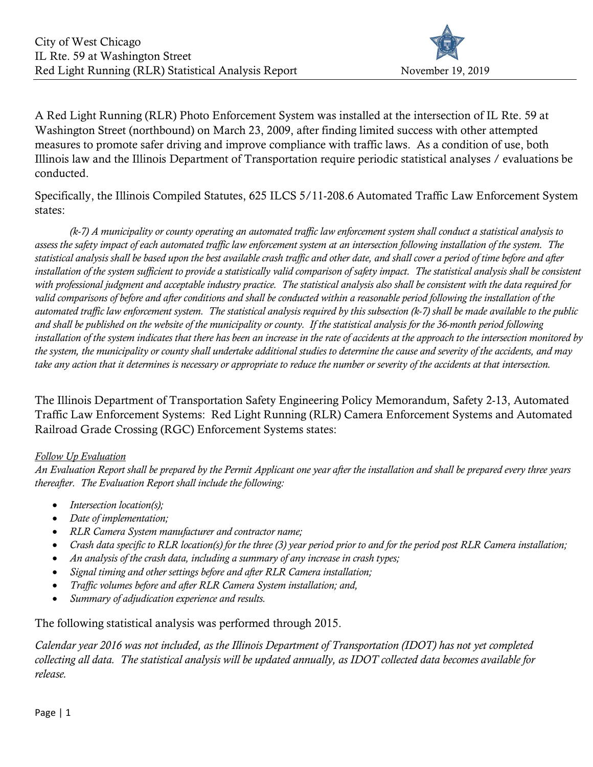City of West Chicago
IL Rte. 59 at Washington Street
Red Light Running (RLR) Statistical Analysis Report

November 19, 2019

A Red Light Running (RLR) Photo Enforcement System was installed at the intersection of IL Rte. 59 at Washington Street (northbound) on March 23, 2009, after finding limited success with other attempted measures to promote safer driving and improve compliance with traffic laws. As a condition of use, both Illinois law and the Illinois Department of Transportation require periodic statistical analyses / evaluations be conducted.

Specifically, the Illinois Compiled Statutes, 625 ILCS 5/11-208.6 Automated Traffic Law Enforcement System states:

*(k-7) A municipality or county operating an automated traffic law enforcement system shall conduct a statistical analysis to assess the safety impact of each automated traffic law enforcement system at an intersection following installation of the system. The statistical analysis shall be based upon the best available crash traffic and other date, and shall cover a period of time before and after installation of the system sufficient to provide a statistically valid comparison of safety impact. The statistical analysis shall be consistent with professional judgment and acceptable industry practice. The statistical analysis also shall be consistent with the data required for valid comparisons of before and after conditions and shall be conducted within a reasonable period following the installation of the automated traffic law enforcement system. The statistical analysis required by this subsection (k-7) shall be made available to the public and shall be published on the website of the municipality or county. If the statistical analysis for the 36-month period following installation of the system indicates that there has been an increase in the rate of accidents at the approach to the intersection monitored by the system, the municipality or county shall undertake additional studies to determine the cause and severity of the accidents, and may take any action that it determines is necessary or appropriate to reduce the number or severity of the accidents at that intersection.*

The Illinois Department of Transportation Safety Engineering Policy Memorandum, Safety 2-13, Automated Traffic Law Enforcement Systems: Red Light Running (RLR) Camera Enforcement Systems and Automated Railroad Grade Crossing (RGC) Enforcement Systems states:

*<u>Follow Up Evaluation</u>*
*An Evaluation Report shall be prepared by the Permit Applicant one year after the installation and shall be prepared every three years thereafter. The Evaluation Report shall include the following:*

- *Intersection location(s);*
- *Date of implementation;*
- *RLR Camera System manufacturer and contractor name;*
- *Crash data specific to RLR location(s) for the three (3) year period prior to and for the period post RLR Camera installation;*
- *An analysis of the crash data, including a summary of any increase in crash types;*
- *Signal timing and other settings before and after RLR Camera installation;*
- *Traffic volumes before and after RLR Camera System installation; and,*
- *Summary of adjudication experience and results.*

The following statistical analysis was performed through 2015.

*Calendar year 2016 was not included, as the Illinois Department of Transportation (IDOT) has not yet completed collecting all data. The statistical analysis will be updated annually, as IDOT collected data becomes available for release.*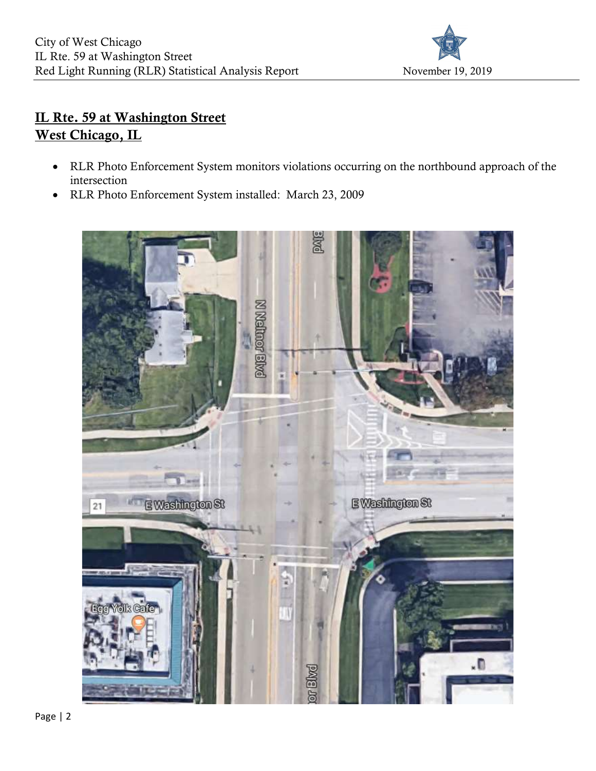## IL Rte. 59 at Washington Street
## West Chicago, IL

- RLR Photo Enforcement System monitors violations occurring on the northbound approach of the intersection
- RLR Photo Enforcement System installed: March 23, 2009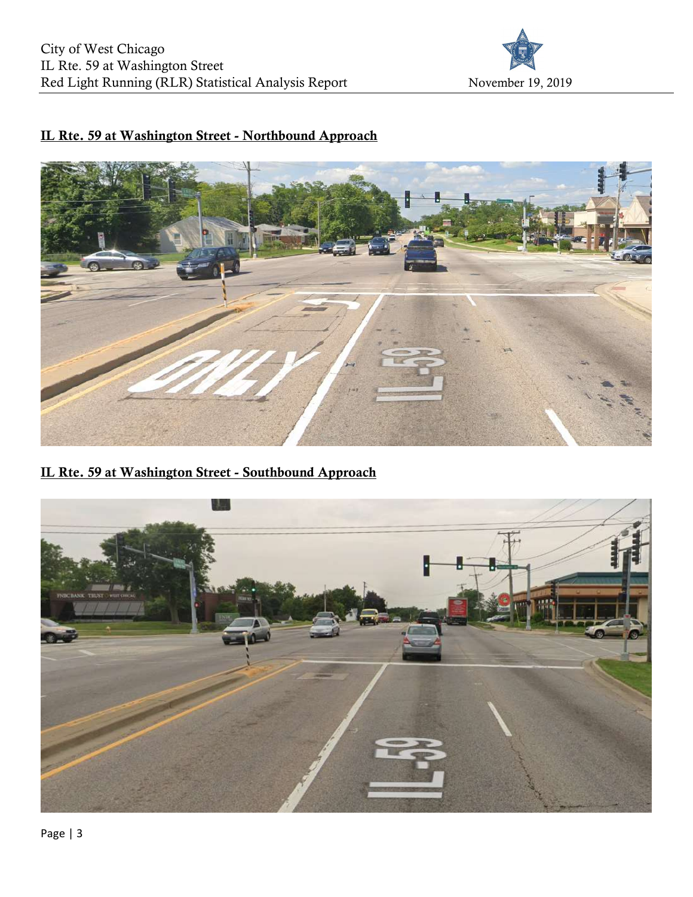**IL Rte. 59 at Washington Street - Northbound Approach**

**IL Rte. 59 at Washington Street - Southbound Approach**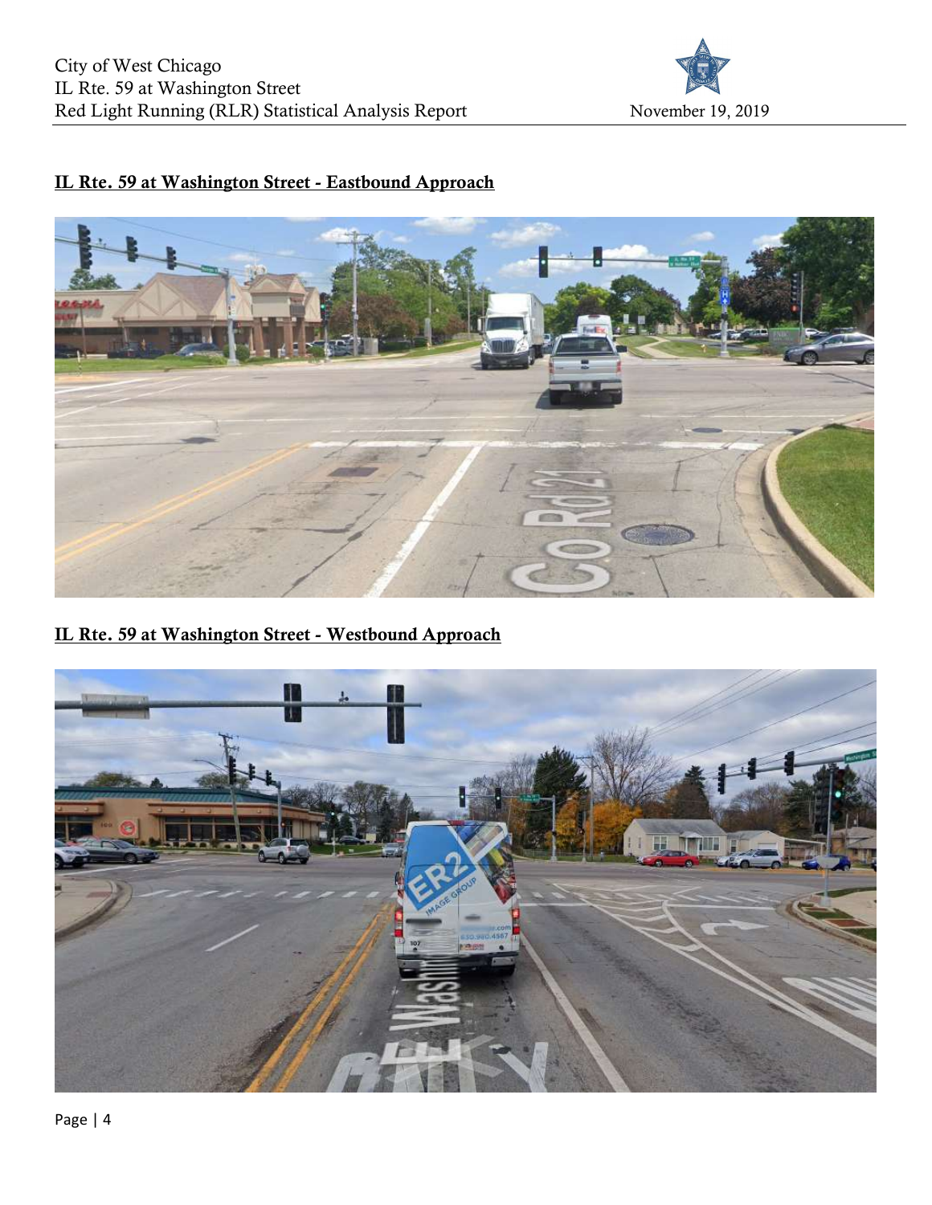## IL Rte. 59 at Washington Street - Eastbound Approach

## IL Rte. 59 at Washington Street - Westbound Approach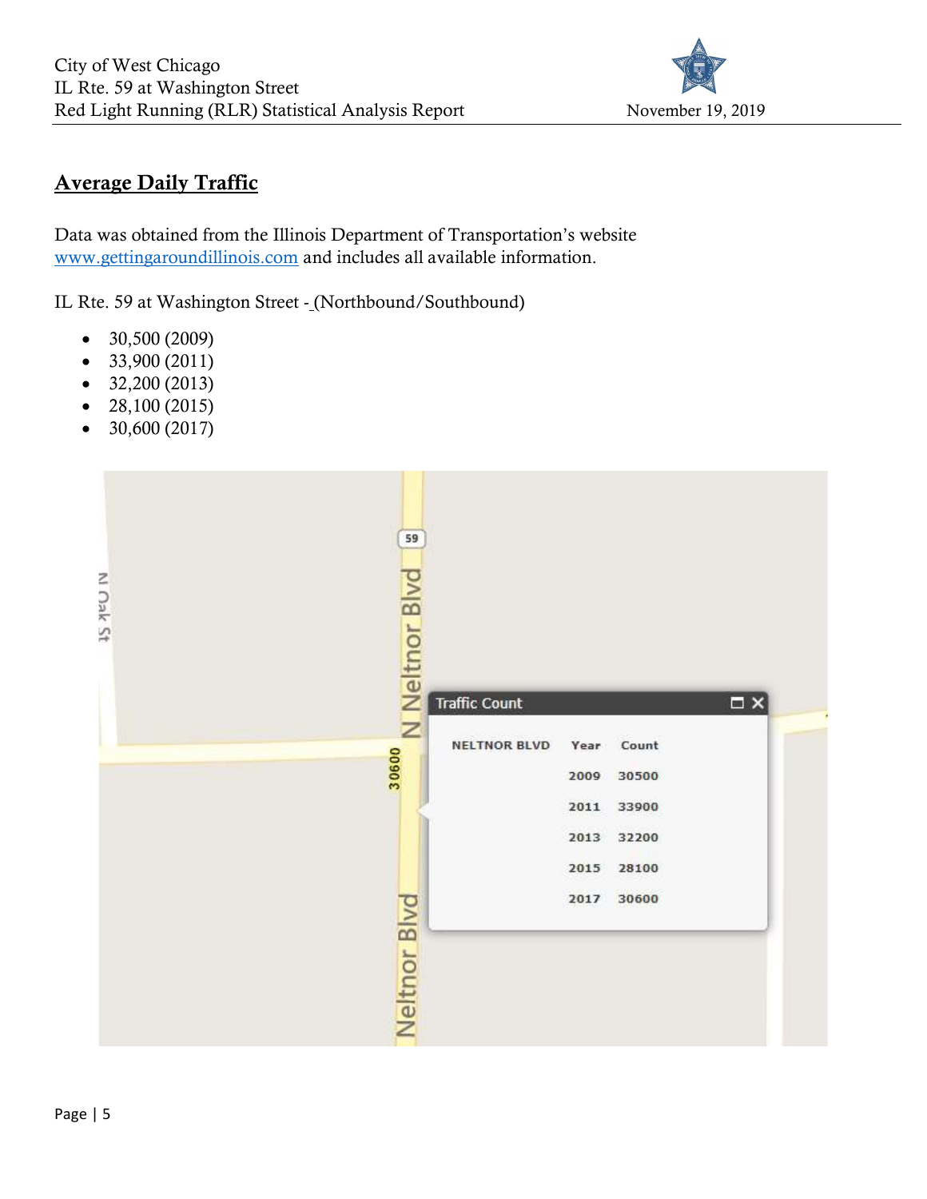## Average Daily Traffic

Data was obtained from the Illinois Department of Transportation's website www.gettingaroundillinois.com and includes all available information.

IL Rte. 59 at Washington Street - (Northbound/Southbound)

- 30,500 (2009)
- 33,900 (2011)
- 32,200 (2013)
- 28,100 (2015)
- 30,600 (2017)

Traffic Count

| NELTNOR BLVD | Year | Count |
|---|---|---|
| | 2009 | 30500 |
| | 2011 | 33900 |
| | 2013 | 32200 |
| | 2015 | 28100 |
| | 2017 | 30600 |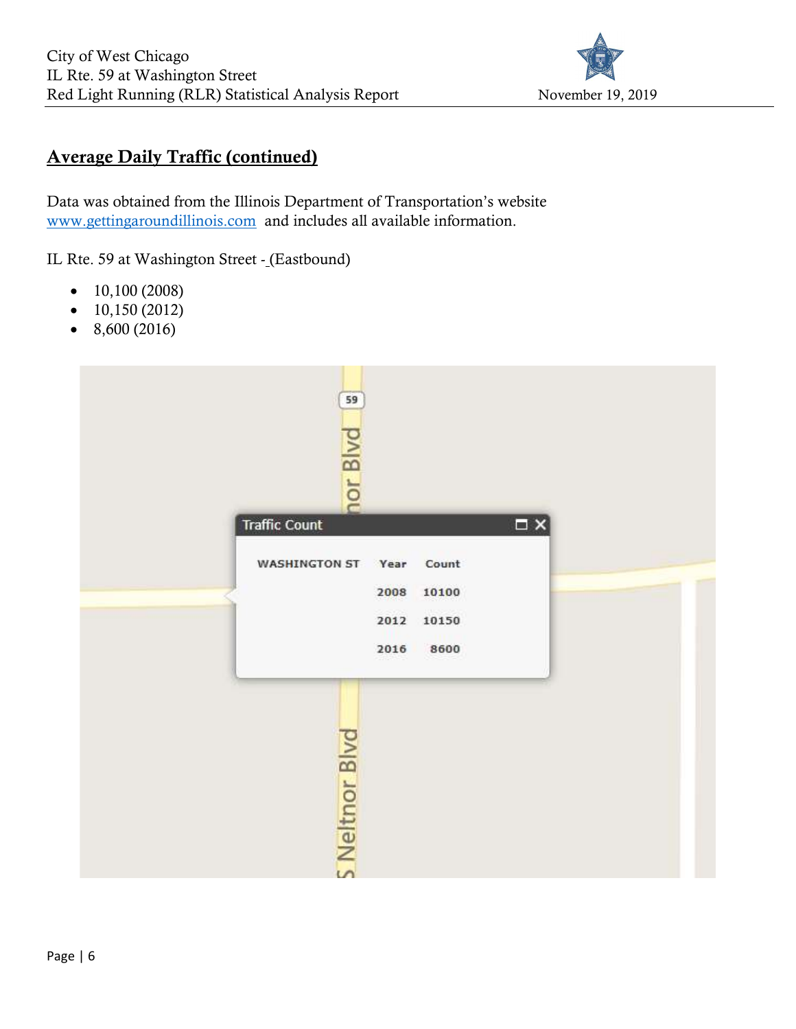## Average Daily Traffic (continued)

Data was obtained from the Illinois Department of Transportation's website www.gettingaroundillinois.com and includes all available information.

IL Rte. 59 at Washington Street - (Eastbound)

- 10,100 (2008)
- 10,150 (2012)
- 8,600 (2016)

Traffic Count

| WASHINGTON ST | Year | Count |
|---|---|---|
| | 2008 | 10100 |
| | 2012 | 10150 |
| | 2016 | 8600 |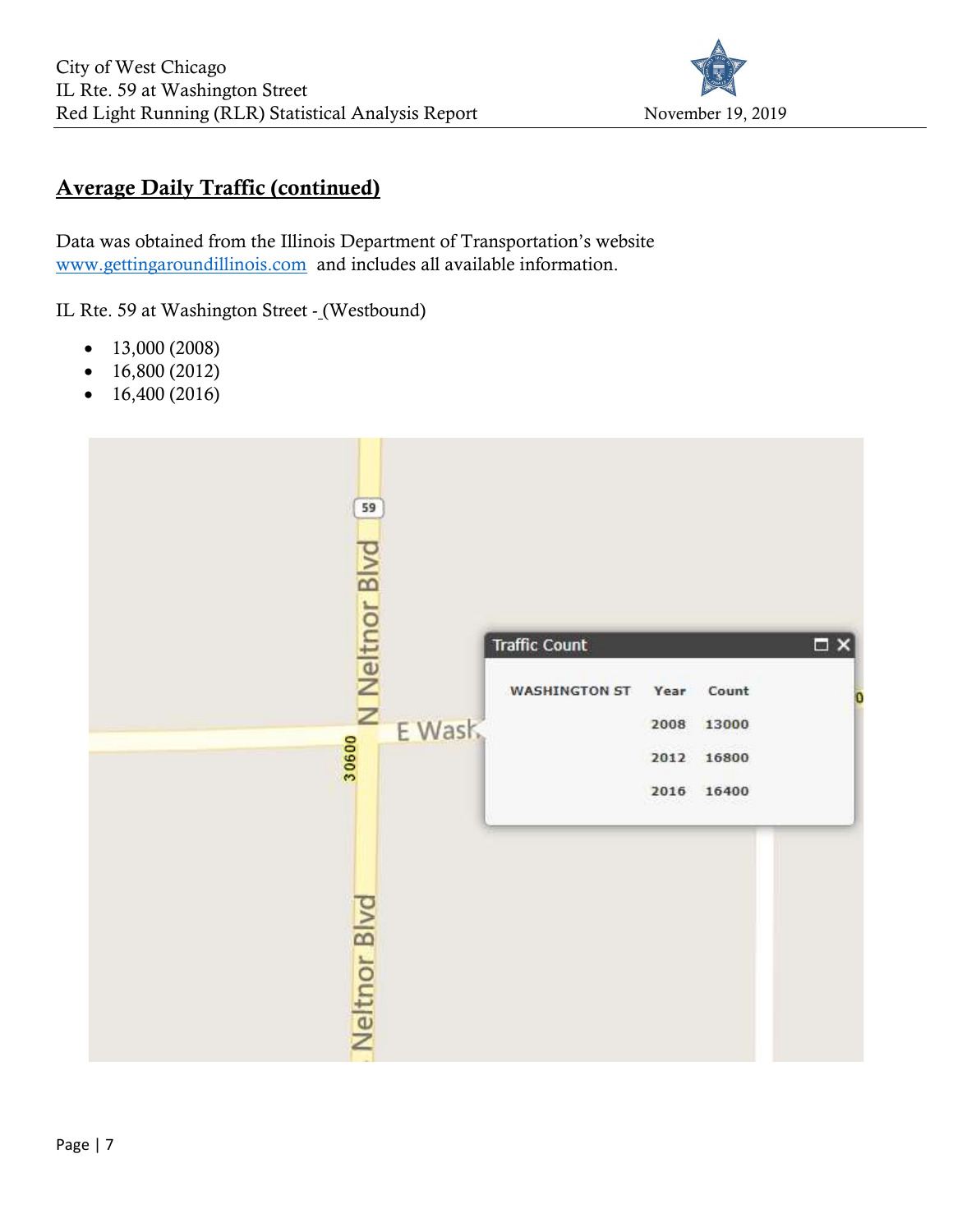## Average Daily Traffic (continued)

Data was obtained from the Illinois Department of Transportation's website www.gettingaroundillinois.com and includes all available information.

IL Rte. 59 at Washington Street - (Westbound)

- 13,000 (2008)
- 16,800 (2012)
- 16,400 (2016)

| WASHINGTON ST | Year | Count |
|---|---|---|
| | 2008 | 13000 |
| | 2012 | 16800 |
| | 2016 | 16400 |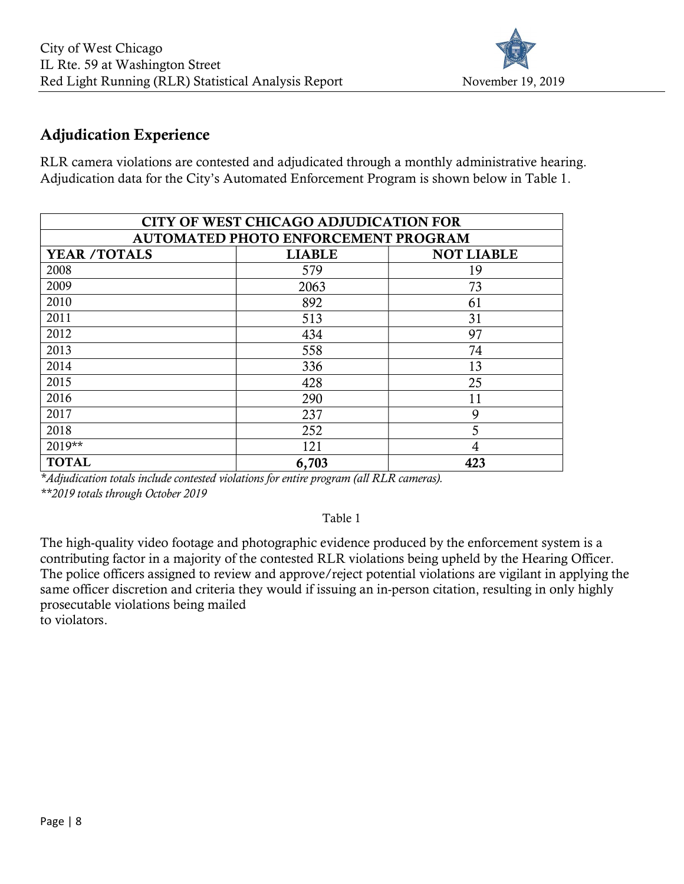## Adjudication Experience

RLR camera violations are contested and adjudicated through a monthly administrative hearing. Adjudication data for the City's Automated Enforcement Program is shown below in Table 1.

| CITY OF WEST CHICAGO ADJUDICATION FOR AUTOMATED PHOTO ENFORCEMENT PROGRAM | | |
|---|---|---|
| **YEAR /TOTALS** | **LIABLE** | **NOT LIABLE** |
| 2008 | 579 | 19 |
| 2009 | 2063 | 73 |
| 2010 | 892 | 61 |
| 2011 | 513 | 31 |
| 2012 | 434 | 97 |
| 2013 | 558 | 74 |
| 2014 | 336 | 13 |
| 2015 | 428 | 25 |
| 2016 | 290 | 11 |
| 2017 | 237 | 9 |
| 2018 | 252 | 5 |
| 2019** | 121 | 4 |
| **TOTAL** | **6,703** | **423** |

*\*Adjudication totals include contested violations for entire program (all RLR cameras).*
*\*\*2019 totals through October 2019*

Table 1

The high-quality video footage and photographic evidence produced by the enforcement system is a contributing factor in a majority of the contested RLR violations being upheld by the Hearing Officer. The police officers assigned to review and approve/reject potential violations are vigilant in applying the same officer discretion and criteria they would if issuing an in-person citation, resulting in only highly prosecutable violations being mailed to violators.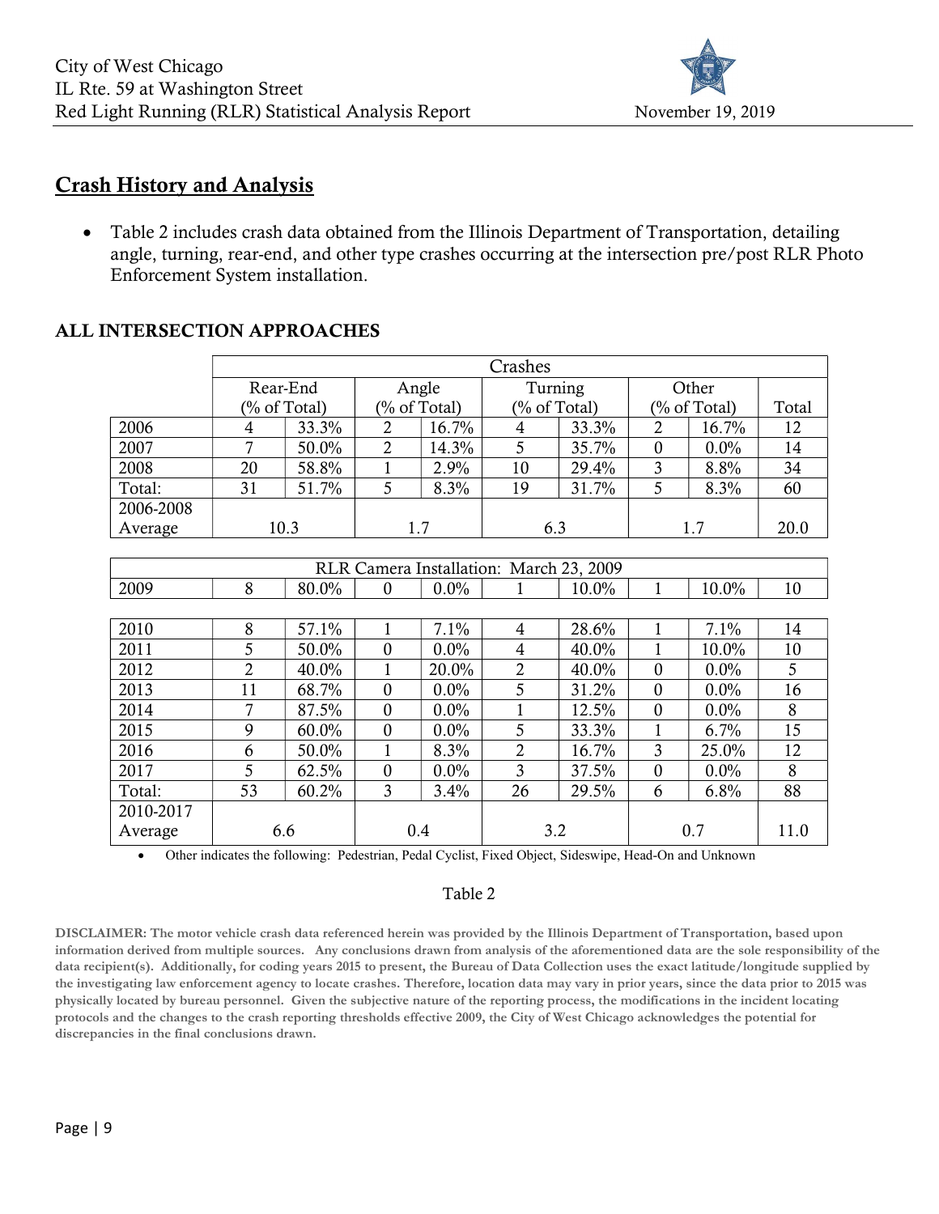## Crash History and Analysis

- Table 2 includes crash data obtained from the Illinois Department of Transportation, detailing angle, turning, rear-end, and other type crashes occurring at the intersection pre/post RLR Photo Enforcement System installation.

### ALL INTERSECTION APPROACHES

| | Crashes | | | | | | | | |
|---|---|---|---|---|---|---|---|---|---|
| | Rear-End (% of Total) | | Angle (% of Total) | | Turning (% of Total) | | Other (% of Total) | | Total |
| 2006 | 4 | 33.3% | 2 | 16.7% | 4 | 33.3% | 2 | 16.7% | 12 |
| 2007 | 7 | 50.0% | 2 | 14.3% | 5 | 35.7% | 0 | 0.0% | 14 |
| 2008 | 20 | 58.8% | 1 | 2.9% | 10 | 29.4% | 3 | 8.8% | 34 |
| Total: | 31 | 51.7% | 5 | 8.3% | 19 | 31.7% | 5 | 8.3% | 60 |
| 2006-2008 Average | 10.3 | | 1.7 | | 6.3 | | 1.7 | | 20.0 |
| RLR Camera Installation: March 23, 2009 | | | | | | | | | |
| 2009 | 8 | 80.0% | 0 | 0.0% | 1 | 10.0% | 1 | 10.0% | 10 |
| 2010 | 8 | 57.1% | 1 | 7.1% | 4 | 28.6% | 1 | 7.1% | 14 |
| 2011 | 5 | 50.0% | 0 | 0.0% | 4 | 40.0% | 1 | 10.0% | 10 |
| 2012 | 2 | 40.0% | 1 | 20.0% | 2 | 40.0% | 0 | 0.0% | 5 |
| 2013 | 11 | 68.7% | 0 | 0.0% | 5 | 31.2% | 0 | 0.0% | 16 |
| 2014 | 7 | 87.5% | 0 | 0.0% | 1 | 12.5% | 0 | 0.0% | 8 |
| 2015 | 9 | 60.0% | 0 | 0.0% | 5 | 33.3% | 1 | 6.7% | 15 |
| 2016 | 6 | 50.0% | 1 | 8.3% | 2 | 16.7% | 3 | 25.0% | 12 |
| 2017 | 5 | 62.5% | 0 | 0.0% | 3 | 37.5% | 0 | 0.0% | 8 |
| Total: | 53 | 60.2% | 3 | 3.4% | 26 | 29.5% | 6 | 6.8% | 88 |
| 2010-2017 Average | 6.6 | | 0.4 | | 3.2 | | 0.7 | | 11.0 |

- Other indicates the following: Pedestrian, Pedal Cyclist, Fixed Object, Sideswipe, Head-On and Unknown

Table 2

**DISCLAIMER: The motor vehicle crash data referenced herein was provided by the Illinois Department of Transportation, based upon information derived from multiple sources. Any conclusions drawn from analysis of the aforementioned data are the sole responsibility of the data recipient(s). Additionally, for coding years 2015 to present, the Bureau of Data Collection uses the exact latitude/longitude supplied by the investigating law enforcement agency to locate crashes. Therefore, location data may vary in prior years, since the data prior to 2015 was physically located by bureau personnel. Given the subjective nature of the reporting process, the modifications in the incident locating protocols and the changes to the crash reporting thresholds effective 2009, the City of West Chicago acknowledges the potential for discrepancies in the final conclusions drawn.**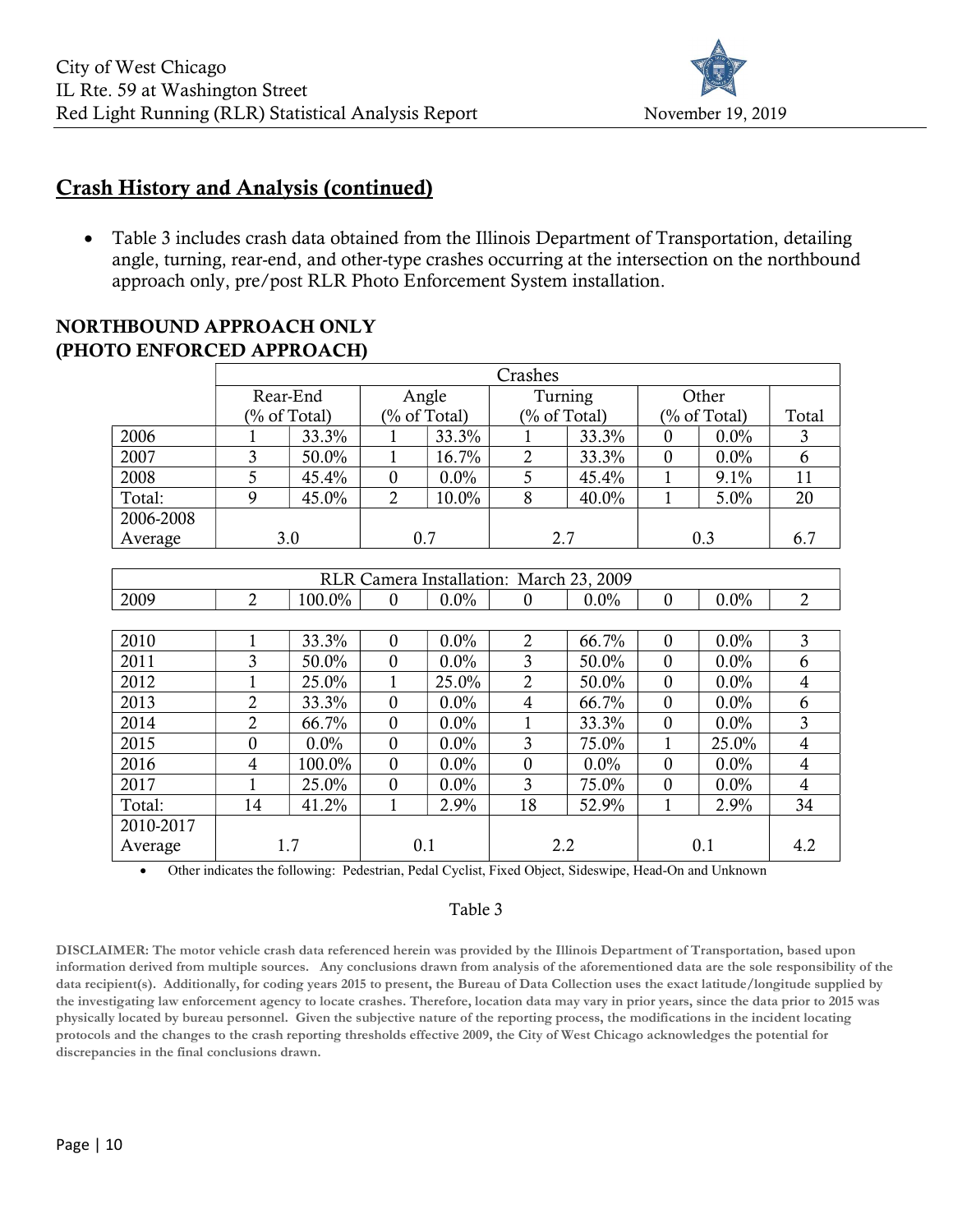## Crash History and Analysis (continued)

- Table 3 includes crash data obtained from the Illinois Department of Transportation, detailing angle, turning, rear-end, and other-type crashes occurring at the intersection on the northbound approach only, pre/post RLR Photo Enforcement System installation.

### NORTHBOUND APPROACH ONLY (PHOTO ENFORCED APPROACH)

| | Crashes | | | | | | | | |
|---|---|---|---|---|---|---|---|---|---|
| | Rear-End (% of Total) | | Angle (% of Total) | | Turning (% of Total) | | Other (% of Total) | | Total |
| 2006 | 1 | 33.3% | 1 | 33.3% | 1 | 33.3% | 0 | 0.0% | 3 |
| 2007 | 3 | 50.0% | 1 | 16.7% | 2 | 33.3% | 0 | 0.0% | 6 |
| 2008 | 5 | 45.4% | 0 | 0.0% | 5 | 45.4% | 1 | 9.1% | 11 |
| Total: | 9 | 45.0% | 2 | 10.0% | 8 | 40.0% | 1 | 5.0% | 20 |
| 2006-2008 Average | 3.0 | | 0.7 | | 2.7 | | 0.3 | | 6.7 |
| RLR Camera Installation: March 23, 2009 | | | | | | | | | |
| 2009 | 2 | 100.0% | 0 | 0.0% | 0 | 0.0% | 0 | 0.0% | 2 |
| 2010 | 1 | 33.3% | 0 | 0.0% | 2 | 66.7% | 0 | 0.0% | 3 |
| 2011 | 3 | 50.0% | 0 | 0.0% | 3 | 50.0% | 0 | 0.0% | 6 |
| 2012 | 1 | 25.0% | 1 | 25.0% | 2 | 50.0% | 0 | 0.0% | 4 |
| 2013 | 2 | 33.3% | 0 | 0.0% | 4 | 66.7% | 0 | 0.0% | 6 |
| 2014 | 2 | 66.7% | 0 | 0.0% | 1 | 33.3% | 0 | 0.0% | 3 |
| 2015 | 0 | 0.0% | 0 | 0.0% | 3 | 75.0% | 1 | 25.0% | 4 |
| 2016 | 4 | 100.0% | 0 | 0.0% | 0 | 0.0% | 0 | 0.0% | 4 |
| 2017 | 1 | 25.0% | 0 | 0.0% | 3 | 75.0% | 0 | 0.0% | 4 |
| Total: | 14 | 41.2% | 1 | 2.9% | 18 | 52.9% | 1 | 2.9% | 34 |
| 2010-2017 Average | 1.7 | | 0.1 | | 2.2 | | 0.1 | | 4.2 |

- Other indicates the following: Pedestrian, Pedal Cyclist, Fixed Object, Sideswipe, Head-On and Unknown

Table 3

**DISCLAIMER: The motor vehicle crash data referenced herein was provided by the Illinois Department of Transportation, based upon information derived from multiple sources. Any conclusions drawn from analysis of the aforementioned data are the sole responsibility of the data recipient(s). Additionally, for coding years 2015 to present, the Bureau of Data Collection uses the exact latitude/longitude supplied by the investigating law enforcement agency to locate crashes. Therefore, location data may vary in prior years, since the data prior to 2015 was physically located by bureau personnel. Given the subjective nature of the reporting process, the modifications in the incident locating protocols and the changes to the crash reporting thresholds effective 2009, the City of West Chicago acknowledges the potential for discrepancies in the final conclusions drawn.**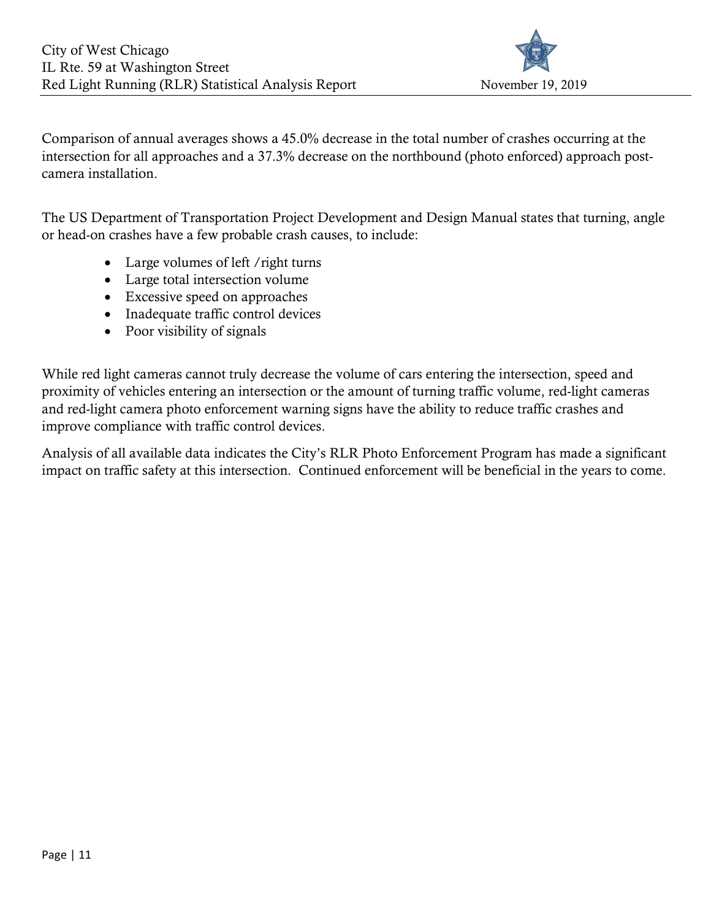Comparison of annual averages shows a 45.0% decrease in the total number of crashes occurring at the intersection for all approaches and a 37.3% decrease on the northbound (photo enforced) approach post-camera installation.

The US Department of Transportation Project Development and Design Manual states that turning, angle or head-on crashes have a few probable crash causes, to include:

- Large volumes of left /right turns
- Large total intersection volume
- Excessive speed on approaches
- Inadequate traffic control devices
- Poor visibility of signals

While red light cameras cannot truly decrease the volume of cars entering the intersection, speed and proximity of vehicles entering an intersection or the amount of turning traffic volume, red-light cameras and red-light camera photo enforcement warning signs have the ability to reduce traffic crashes and improve compliance with traffic control devices.

Analysis of all available data indicates the City's RLR Photo Enforcement Program has made a significant impact on traffic safety at this intersection. Continued enforcement will be beneficial in the years to come.